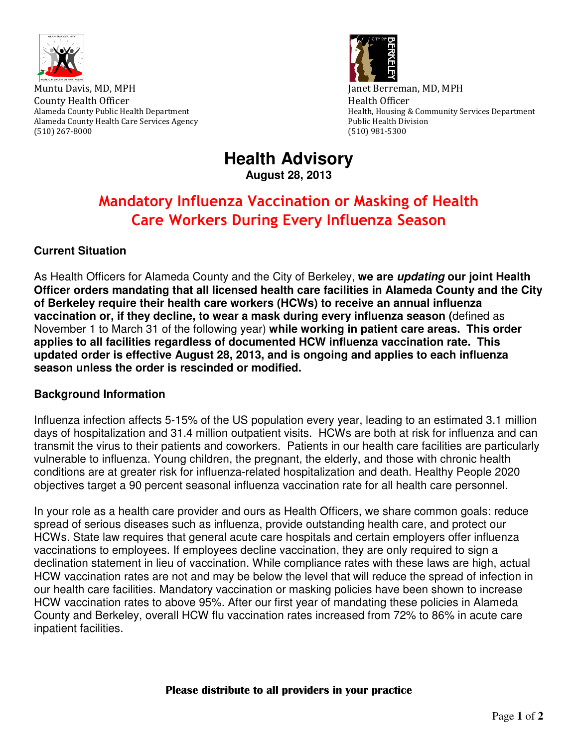Muntu Davis, MD, MPH
County Health Officer
Alameda County Public Health Department
Alameda County Health Care Services Agency
(510) 267-8000

Janet Berreman, MD, MPH
Health Officer
Health, Housing & Community Services Department
Public Health Division
(510) 981-5300

# Health Advisory

**August 28, 2013**

## Mandatory Influenza Vaccination or Masking of Health Care Workers During Every Influenza Season

### Current Situation

As Health Officers for Alameda County and the City of Berkeley, **we are *updating* our joint Health Officer orders mandating that all licensed health care facilities in Alameda County and the City of Berkeley require their health care workers (HCWs) to receive an annual influenza vaccination or, if they decline, to wear a mask during every influenza season (**defined as November 1 to March 31 of the following year) **while working in patient care areas. This order applies to all facilities regardless of documented HCW influenza vaccination rate. This updated order is effective August 28, 2013, and is ongoing and applies to each influenza season unless the order is rescinded or modified.**

### Background Information

Influenza infection affects 5-15% of the US population every year, leading to an estimated 3.1 million days of hospitalization and 31.4 million outpatient visits. HCWs are both at risk for influenza and can transmit the virus to their patients and coworkers. Patients in our health care facilities are particularly vulnerable to influenza. Young children, the pregnant, the elderly, and those with chronic health conditions are at greater risk for influenza-related hospitalization and death. Healthy People 2020 objectives target a 90 percent seasonal influenza vaccination rate for all health care personnel.

In your role as a health care provider and ours as Health Officers, we share common goals: reduce spread of serious diseases such as influenza, provide outstanding health care, and protect our HCWs. State law requires that general acute care hospitals and certain employers offer influenza vaccinations to employees. If employees decline vaccination, they are only required to sign a declination statement in lieu of vaccination. While compliance rates with these laws are high, actual HCW vaccination rates are not and may be below the level that will reduce the spread of infection in our health care facilities. Mandatory vaccination or masking policies have been shown to increase HCW vaccination rates to above 95%. After our first year of mandating these policies in Alameda County and Berkeley, overall HCW flu vaccination rates increased from 72% to 86% in acute care inpatient facilities.

**Please distribute to all providers in your practice**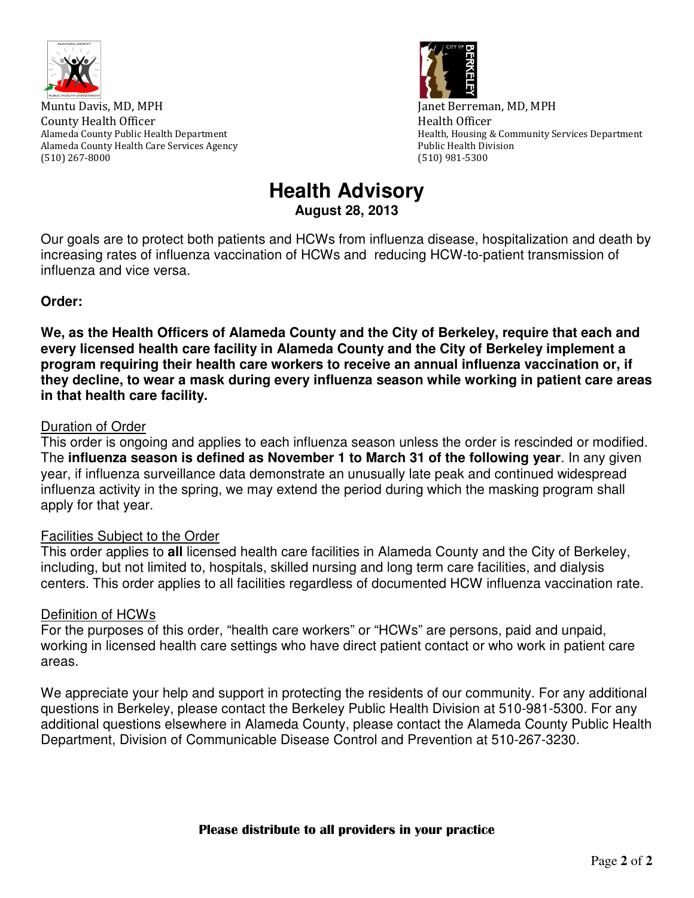Muntu Davis, MD, MPH
County Health Officer
Alameda County Public Health Department
Alameda County Health Care Services Agency
(510) 267-8000

Janet Berreman, MD, MPH
Health Officer
Health, Housing & Community Services Department
Public Health Division
(510) 981-5300

# Health Advisory

**August 28, 2013**

Our goals are to protect both patients and HCWs from influenza disease, hospitalization and death by increasing rates of influenza vaccination of HCWs and reducing HCW-to-patient transmission of influenza and vice versa.

**Order:**

**We, as the Health Officers of Alameda County and the City of Berkeley, require that each and every licensed health care facility in Alameda County and the City of Berkeley implement a program requiring their health care workers to receive an annual influenza vaccination or, if they decline, to wear a mask during every influenza season while working in patient care areas in that health care facility.**

Duration of Order

This order is ongoing and applies to each influenza season unless the order is rescinded or modified. The **influenza season is defined as November 1 to March 31 of the following year**. In any given year, if influenza surveillance data demonstrate an unusually late peak and continued widespread influenza activity in the spring, we may extend the period during which the masking program shall apply for that year.

Facilities Subject to the Order

This order applies to **all** licensed health care facilities in Alameda County and the City of Berkeley, including, but not limited to, hospitals, skilled nursing and long term care facilities, and dialysis centers. This order applies to all facilities regardless of documented HCW influenza vaccination rate.

Definition of HCWs

For the purposes of this order, "health care workers" or "HCWs" are persons, paid and unpaid, working in licensed health care settings who have direct patient contact or who work in patient care areas.

We appreciate your help and support in protecting the residents of our community. For any additional questions in Berkeley, please contact the Berkeley Public Health Division at 510-981-5300. For any additional questions elsewhere in Alameda County, please contact the Alameda County Public Health Department, Division of Communicable Disease Control and Prevention at 510-267-3230.

**Please distribute to all providers in your practice**